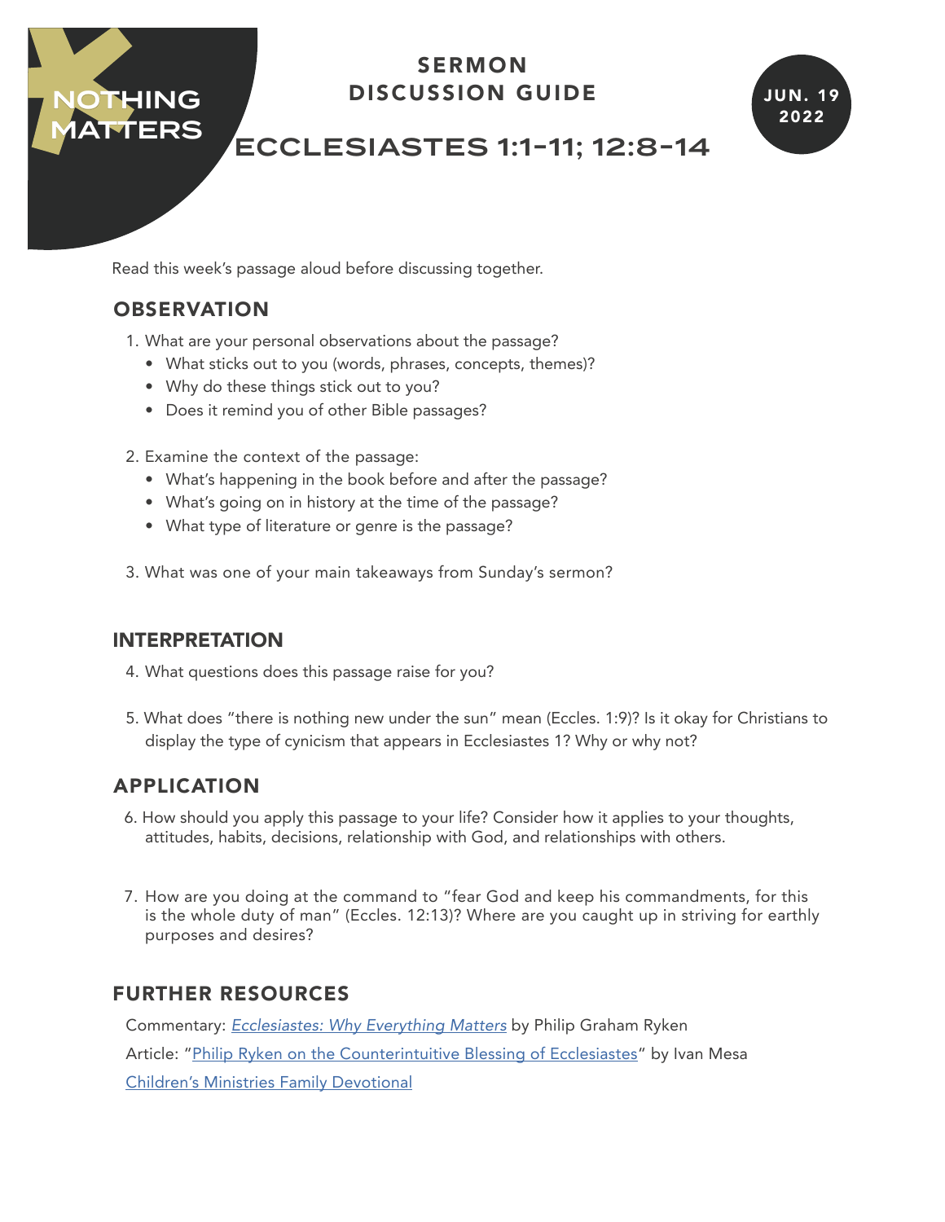NOTHING MATTERS

# SERMON DISCUSSION GUIDE

JUN. 19 2022

## ECCLESIASTES 1:1-11; 12:8-14

Read this week's passage aloud before discussing together.

### OBSERVATION

1. What are your personal observations about the passage?
   - What sticks out to you (words, phrases, concepts, themes)?
   - Why do these things stick out to you?
   - Does it remind you of other Bible passages?

2. Examine the context of the passage:
   - What's happening in the book before and after the passage?
   - What's going on in history at the time of the passage?
   - What type of literature or genre is the passage?

3. What was one of your main takeaways from Sunday's sermon?

### INTERPRETATION

4. What questions does this passage raise for you?

5. What does "there is nothing new under the sun" mean (Eccles. 1:9)? Is it okay for Christians to display the type of cynicism that appears in Ecclesiastes 1? Why or why not?

### APPLICATION

6. How should you apply this passage to your life? Consider how it applies to your thoughts, attitudes, habits, decisions, relationship with God, and relationships with others.

7. How are you doing at the command to "fear God and keep his commandments, for this is the whole duty of man" (Eccles. 12:13)? Where are you caught up in striving for earthly purposes and desires?

### FURTHER RESOURCES

Commentary: *Ecclesiastes: Why Everything Matters* by Philip Graham Ryken

Article: "Philip Ryken on the Counterintuitive Blessing of Ecclesiastes" by Ivan Mesa

Children's Ministries Family Devotional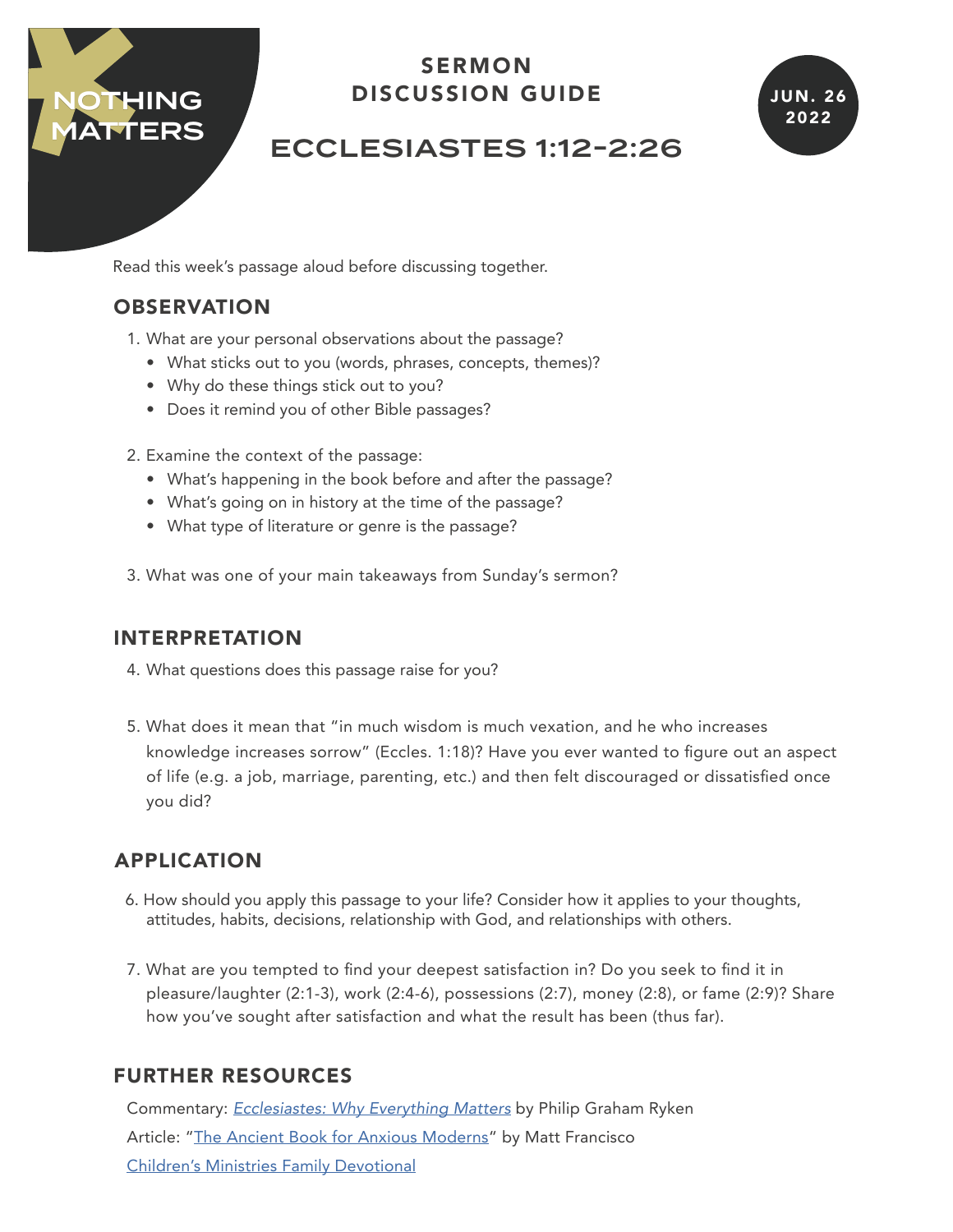NOTHING MATTERS

# SERMON DISCUSSION GUIDE

JUN. 26 2022

## ECCLESIASTES 1:12-2:26

Read this week's passage aloud before discussing together.

### OBSERVATION

1. What are your personal observations about the passage?
   - What sticks out to you (words, phrases, concepts, themes)?
   - Why do these things stick out to you?
   - Does it remind you of other Bible passages?

2. Examine the context of the passage:
   - What's happening in the book before and after the passage?
   - What's going on in history at the time of the passage?
   - What type of literature or genre is the passage?

3. What was one of your main takeaways from Sunday's sermon?

### INTERPRETATION

4. What questions does this passage raise for you?

5. What does it mean that "in much wisdom is much vexation, and he who increases knowledge increases sorrow" (Eccles. 1:18)? Have you ever wanted to figure out an aspect of life (e.g. a job, marriage, parenting, etc.) and then felt discouraged or dissatisfied once you did?

### APPLICATION

6. How should you apply this passage to your life? Consider how it applies to your thoughts, attitudes, habits, decisions, relationship with God, and relationships with others.

7. What are you tempted to find your deepest satisfaction in? Do you seek to find it in pleasure/laughter (2:1-3), work (2:4-6), possessions (2:7), money (2:8), or fame (2:9)? Share how you've sought after satisfaction and what the result has been (thus far).

### FURTHER RESOURCES

Commentary: *Ecclesiastes: Why Everything Matters* by Philip Graham Ryken

Article: "The Ancient Book for Anxious Moderns" by Matt Francisco

Children's Ministries Family Devotional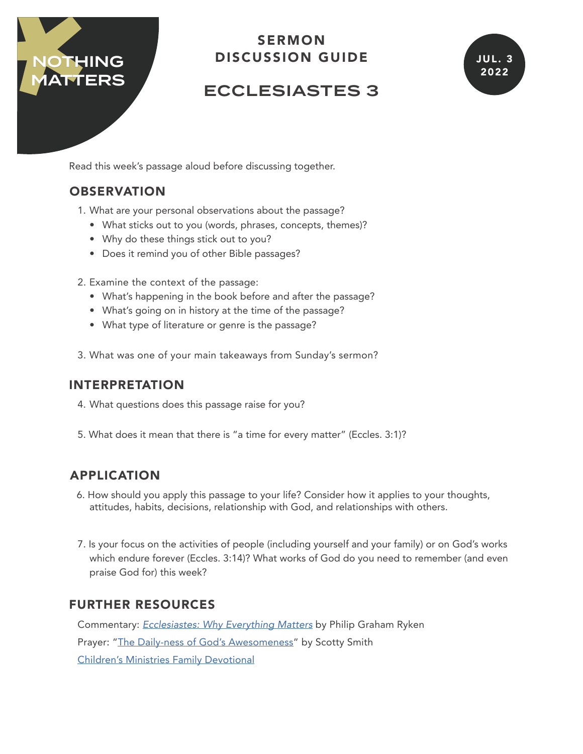NOTHING MATTERS

# SERMON DISCUSSION GUIDE

# ECCLESIASTES 3

JUL. 3 2022

Read this week's passage aloud before discussing together.

## OBSERVATION

1. What are your personal observations about the passage?
   - What sticks out to you (words, phrases, concepts, themes)?
   - Why do these things stick out to you?
   - Does it remind you of other Bible passages?
2. Examine the context of the passage:
   - What's happening in the book before and after the passage?
   - What's going on in history at the time of the passage?
   - What type of literature or genre is the passage?
3. What was one of your main takeaways from Sunday's sermon?

## INTERPRETATION

4. What questions does this passage raise for you?
5. What does it mean that there is "a time for every matter" (Eccles. 3:1)?

## APPLICATION

6. How should you apply this passage to your life? Consider how it applies to your thoughts, attitudes, habits, decisions, relationship with God, and relationships with others.
7. Is your focus on the activities of people (including yourself and your family) or on God's works which endure forever (Eccles. 3:14)? What works of God do you need to remember (and even praise God for) this week?

## FURTHER RESOURCES

Commentary: *Ecclesiastes: Why Everything Matters* by Philip Graham Ryken

Prayer: "The Daily-ness of God's Awesomeness" by Scotty Smith

Children's Ministries Family Devotional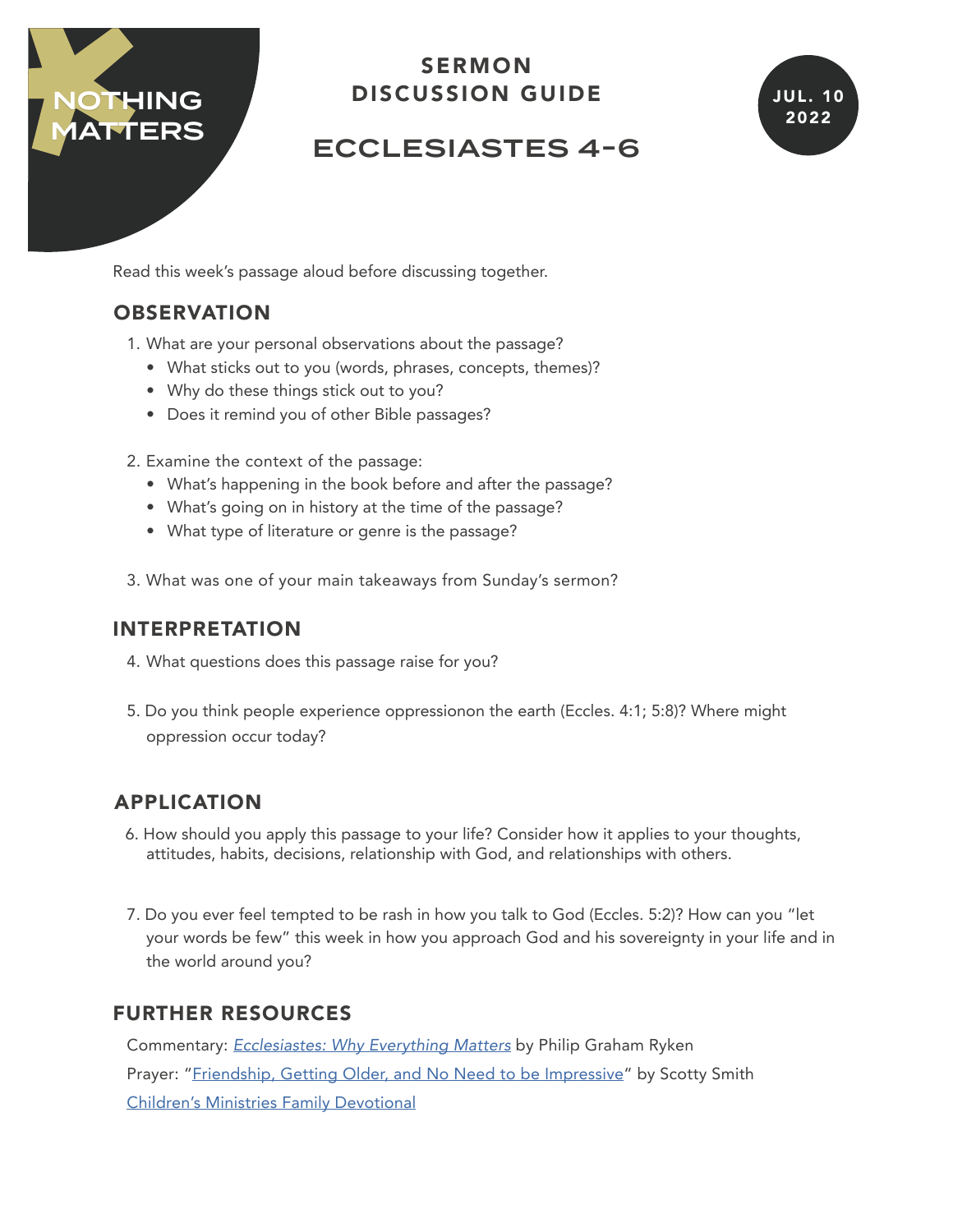NOTHING MATTERS

# SERMON DISCUSSION GUIDE

## ECCLESIASTES 4-6

JUL. 10 2022

Read this week's passage aloud before discussing together.

## OBSERVATION

1. What are your personal observations about the passage?
   - What sticks out to you (words, phrases, concepts, themes)?
   - Why do these things stick out to you?
   - Does it remind you of other Bible passages?

2. Examine the context of the passage:
   - What's happening in the book before and after the passage?
   - What's going on in history at the time of the passage?
   - What type of literature or genre is the passage?

3. What was one of your main takeaways from Sunday's sermon?

## INTERPRETATION

4. What questions does this passage raise for you?

5. Do you think people experience oppressionon the earth (Eccles. 4:1; 5:8)? Where might oppression occur today?

## APPLICATION

6. How should you apply this passage to your life? Consider how it applies to your thoughts, attitudes, habits, decisions, relationship with God, and relationships with others.

7. Do you ever feel tempted to be rash in how you talk to God (Eccles. 5:2)? How can you "let your words be few" this week in how you approach God and his sovereignty in your life and in the world around you?

## FURTHER RESOURCES

Commentary: *Ecclesiastes: Why Everything Matters* by Philip Graham Ryken

Prayer: "Friendship, Getting Older, and No Need to be Impressive" by Scotty Smith

Children's Ministries Family Devotional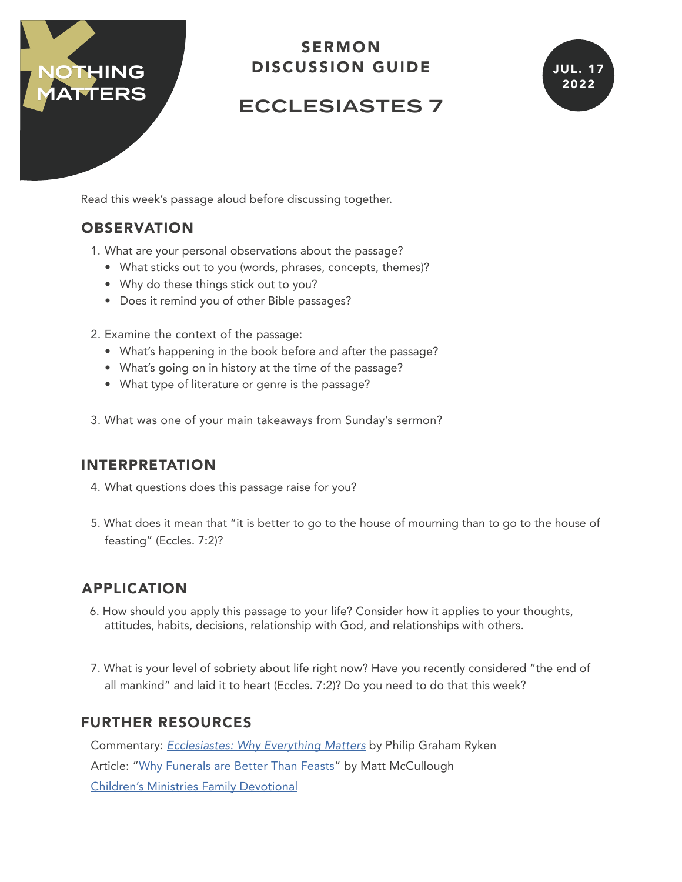NOTHING MATTERS

# SERMON DISCUSSION GUIDE

# ECCLESIASTES 7

JUL. 17 2022

Read this week's passage aloud before discussing together.

## OBSERVATION

1. What are your personal observations about the passage?
   - What sticks out to you (words, phrases, concepts, themes)?
   - Why do these things stick out to you?
   - Does it remind you of other Bible passages?

2. Examine the context of the passage:
   - What's happening in the book before and after the passage?
   - What's going on in history at the time of the passage?
   - What type of literature or genre is the passage?

3. What was one of your main takeaways from Sunday's sermon?

## INTERPRETATION

4. What questions does this passage raise for you?

5. What does it mean that "it is better to go to the house of mourning than to go to the house of feasting" (Eccles. 7:2)?

## APPLICATION

6. How should you apply this passage to your life? Consider how it applies to your thoughts, attitudes, habits, decisions, relationship with God, and relationships with others.

7. What is your level of sobriety about life right now? Have you recently considered "the end of all mankind" and laid it to heart (Eccles. 7:2)? Do you need to do that this week?

## FURTHER RESOURCES

Commentary: *Ecclesiastes: Why Everything Matters* by Philip Graham Ryken

Article: "Why Funerals are Better Than Feasts" by Matt McCullough

Children's Ministries Family Devotional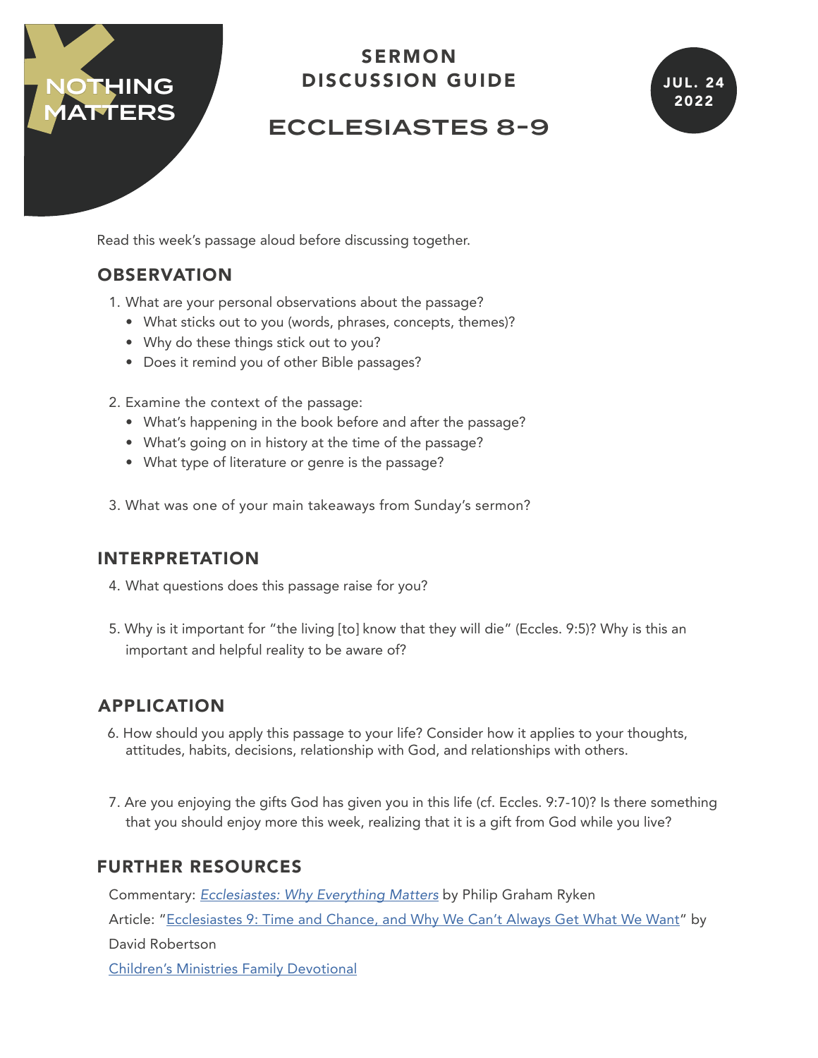NOTHING MATTERS

# SERMON DISCUSSION GUIDE

JUL. 24 2022

# ECCLESIASTES 8-9

Read this week's passage aloud before discussing together.

## OBSERVATION

1. What are your personal observations about the passage?
   - What sticks out to you (words, phrases, concepts, themes)?
   - Why do these things stick out to you?
   - Does it remind you of other Bible passages?

2. Examine the context of the passage:
   - What's happening in the book before and after the passage?
   - What's going on in history at the time of the passage?
   - What type of literature or genre is the passage?

3. What was one of your main takeaways from Sunday's sermon?

## INTERPRETATION

4. What questions does this passage raise for you?

5. Why is it important for "the living [to] know that they will die" (Eccles. 9:5)? Why is this an important and helpful reality to be aware of?

## APPLICATION

6. How should you apply this passage to your life? Consider how it applies to your thoughts, attitudes, habits, decisions, relationship with God, and relationships with others.

7. Are you enjoying the gifts God has given you in this life (cf. Eccles. 9:7-10)? Is there something that you should enjoy more this week, realizing that it is a gift from God while you live?

## FURTHER RESOURCES

Commentary: *Ecclesiastes: Why Everything Matters* by Philip Graham Ryken

Article: "Ecclesiastes 9: Time and Chance, and Why We Can't Always Get What We Want" by David Robertson

Children's Ministries Family Devotional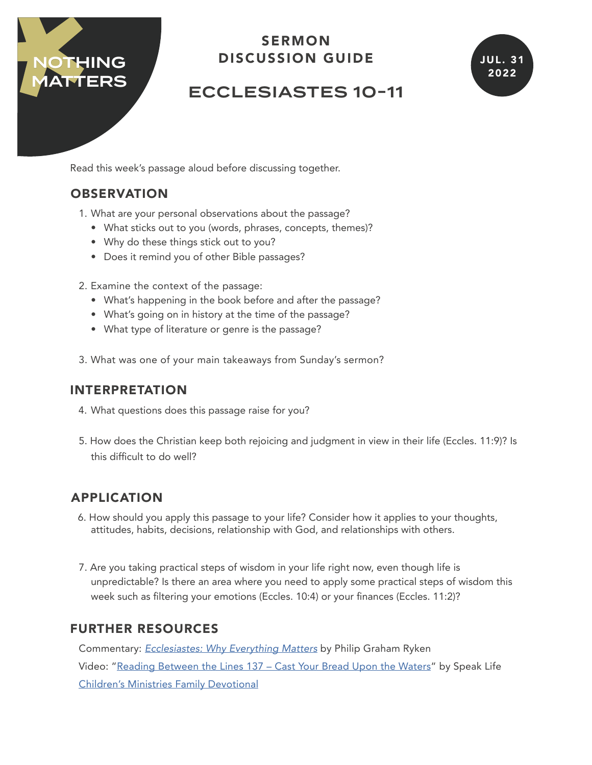NOTHING MATTERS

# SERMON DISCUSSION GUIDE

## ECCLESIASTES 10-11

JUL. 31 2022

Read this week's passage aloud before discussing together.

## OBSERVATION

1. What are your personal observations about the passage?
   - What sticks out to you (words, phrases, concepts, themes)?
   - Why do these things stick out to you?
   - Does it remind you of other Bible passages?

2. Examine the context of the passage:
   - What's happening in the book before and after the passage?
   - What's going on in history at the time of the passage?
   - What type of literature or genre is the passage?

3. What was one of your main takeaways from Sunday's sermon?

## INTERPRETATION

4. What questions does this passage raise for you?

5. How does the Christian keep both rejoicing and judgment in view in their life (Eccles. 11:9)? Is this difficult to do well?

## APPLICATION

6. How should you apply this passage to your life? Consider how it applies to your thoughts, attitudes, habits, decisions, relationship with God, and relationships with others.

7. Are you taking practical steps of wisdom in your life right now, even though life is unpredictable? Is there an area where you need to apply some practical steps of wisdom this week such as filtering your emotions (Eccles. 10:4) or your finances (Eccles. 11:2)?

## FURTHER RESOURCES

Commentary: *Ecclesiastes: Why Everything Matters* by Philip Graham Ryken

Video: "Reading Between the Lines 137 – Cast Your Bread Upon the Waters" by Speak Life

Children's Ministries Family Devotional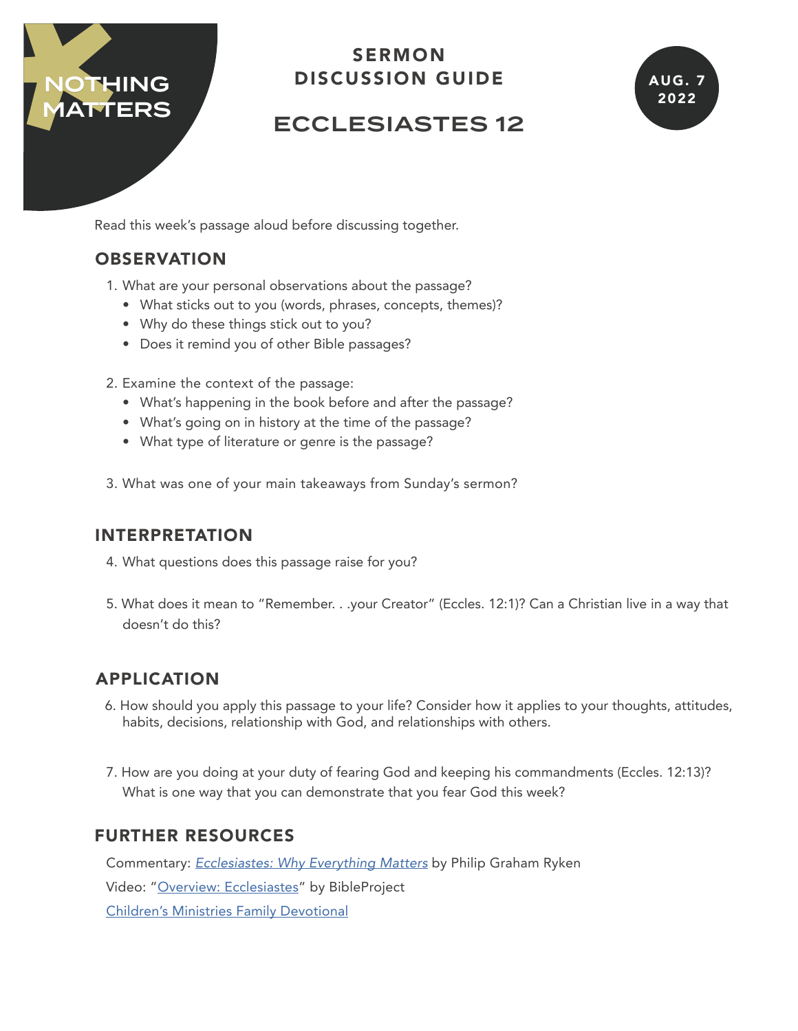NOTHING MATTERS

# SERMON DISCUSSION GUIDE

# ECCLESIASTES 12

AUG. 7 2022

Read this week's passage aloud before discussing together.

## OBSERVATION

1. What are your personal observations about the passage?
   - What sticks out to you (words, phrases, concepts, themes)?
   - Why do these things stick out to you?
   - Does it remind you of other Bible passages?

2. Examine the context of the passage:
   - What's happening in the book before and after the passage?
   - What's going on in history at the time of the passage?
   - What type of literature or genre is the passage?

3. What was one of your main takeaways from Sunday's sermon?

## INTERPRETATION

4. What questions does this passage raise for you?

5. What does it mean to "Remember. . .your Creator" (Eccles. 12:1)? Can a Christian live in a way that doesn't do this?

## APPLICATION

6. How should you apply this passage to your life? Consider how it applies to your thoughts, attitudes, habits, decisions, relationship with God, and relationships with others.

7. How are you doing at your duty of fearing God and keeping his commandments (Eccles. 12:13)? What is one way that you can demonstrate that you fear God this week?

## FURTHER RESOURCES

Commentary: *Ecclesiastes: Why Everything Matters* by Philip Graham Ryken

Video: "Overview: Ecclesiastes" by BibleProject

Children's Ministries Family Devotional